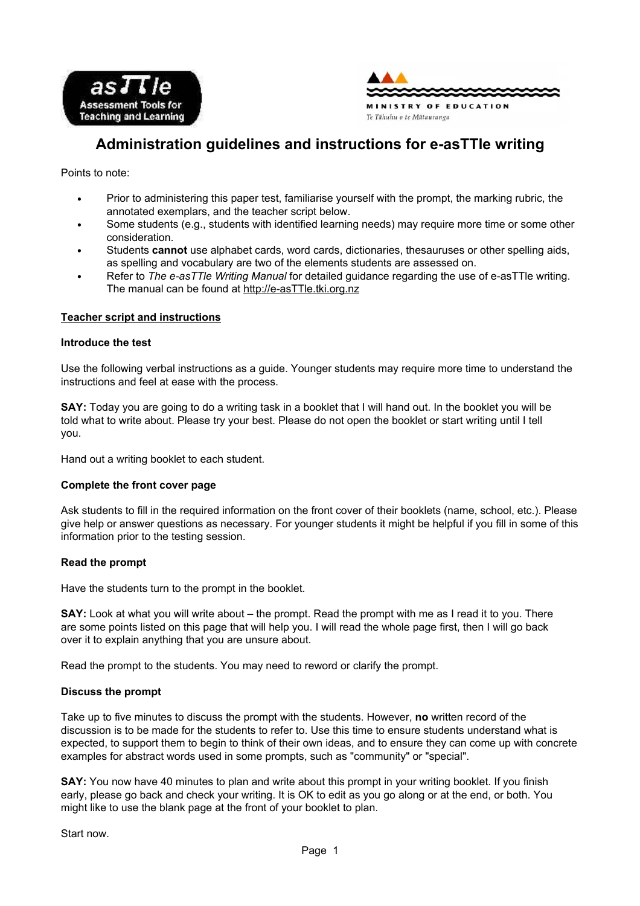asTTle
Assessment Tools for Teaching and Learning

MINISTRY OF EDUCATION
Te Tāhuhu o te Mātauranga

# Administration guidelines and instructions for e-asTTle writing

Points to note:

- Prior to administering this paper test, familiarise yourself with the prompt, the marking rubric, the annotated exemplars, and the teacher script below.
- Some students (e.g., students with identified learning needs) may require more time or some other consideration.
- Students **cannot** use alphabet cards, word cards, dictionaries, thesauruses or other spelling aids, as spelling and vocabulary are two of the elements students are assessed on.
- Refer to *The e-asTTle Writing Manual* for detailed guidance regarding the use of e-asTTle writing. The manual can be found at http://e-asTTle.tki.org.nz

## Teacher script and instructions

### Introduce the test

Use the following verbal instructions as a guide. Younger students may require more time to understand the instructions and feel at ease with the process.

**SAY:** Today you are going to do a writing task in a booklet that I will hand out. In the booklet you will be told what to write about. Please try your best. Please do not open the booklet or start writing until I tell you.

Hand out a writing booklet to each student.

### Complete the front cover page

Ask students to fill in the required information on the front cover of their booklets (name, school, etc.). Please give help or answer questions as necessary. For younger students it might be helpful if you fill in some of this information prior to the testing session.

### Read the prompt

Have the students turn to the prompt in the booklet.

**SAY:** Look at what you will write about – the prompt. Read the prompt with me as I read it to you. There are some points listed on this page that will help you. I will read the whole page first, then I will go back over it to explain anything that you are unsure about.

Read the prompt to the students. You may need to reword or clarify the prompt.

### Discuss the prompt

Take up to five minutes to discuss the prompt with the students. However, **no** written record of the discussion is to be made for the students to refer to. Use this time to ensure students understand what is expected, to support them to begin to think of their own ideas, and to ensure they can come up with concrete examples for abstract words used in some prompts, such as "community" or "special".

**SAY:** You now have 40 minutes to plan and write about this prompt in your writing booklet. If you finish early, please go back and check your writing. It is OK to edit as you go along or at the end, or both. You might like to use the blank page at the front of your booklet to plan.

Start now.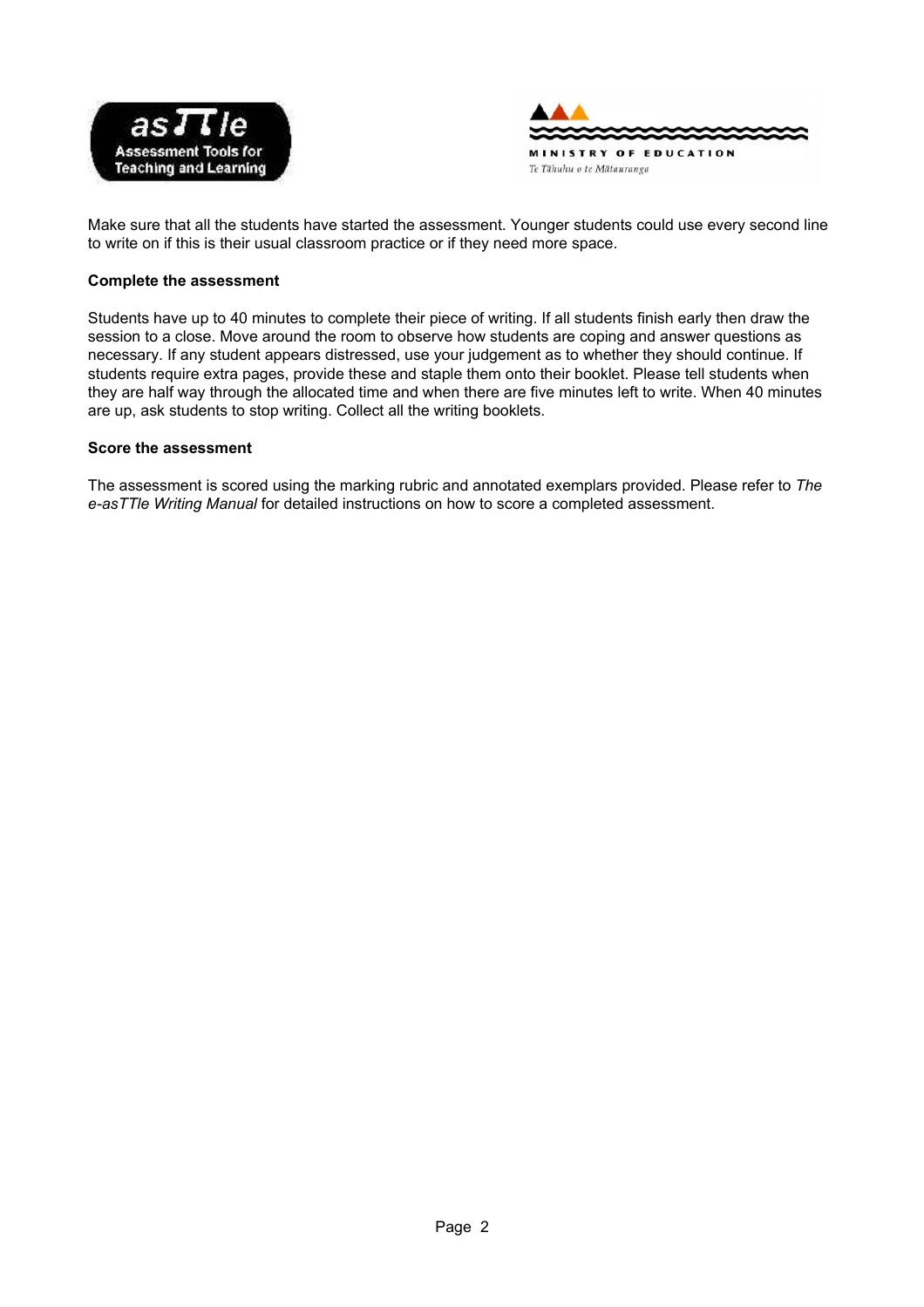Make sure that all the students have started the assessment. Younger students could use every second line to write on if this is their usual classroom practice or if they need more space.

**Complete the assessment**

Students have up to 40 minutes to complete their piece of writing. If all students finish early then draw the session to a close. Move around the room to observe how students are coping and answer questions as necessary. If any student appears distressed, use your judgement as to whether they should continue. If students require extra pages, provide these and staple them onto their booklet. Please tell students when they are half way through the allocated time and when there are five minutes left to write. When 40 minutes are up, ask students to stop writing. Collect all the writing booklets.

**Score the assessment**

The assessment is scored using the marking rubric and annotated exemplars provided. Please refer to *The e-asTTle Writing Manual* for detailed instructions on how to score a completed assessment.